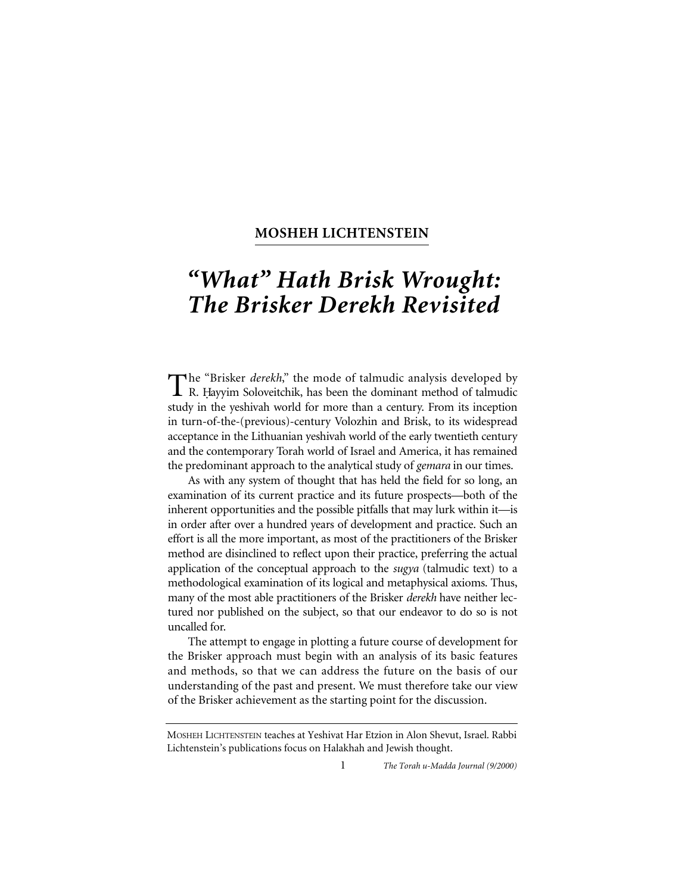**MOSHEH LICHTENSTEIN**

# *"What" Hath Brisk Wrought: The Brisker Derekh Revisited*

The "Brisker *derekh*," the mode of talmudic analysis developed by R. Ḥayyim Soloveitchik, has been the dominant method of talmudic study in the yeshivah world for more than a century. From its inception in turn-of-the-(previous)-century Volozhin and Brisk, to its widespread acceptance in the Lithuanian yeshivah world of the early twentieth century and the contemporary Torah world of Israel and America, it has remained the predominant approach to the analytical study of *gemara* in our times.

As with any system of thought that has held the field for so long, an examination of its current practice and its future prospects—both of the inherent opportunities and the possible pitfalls that may lurk within it—is in order after over a hundred years of development and practice. Such an effort is all the more important, as most of the practitioners of the Brisker method are disinclined to reflect upon their practice, preferring the actual application of the conceptual approach to the *sugya* (talmudic text) to a methodological examination of its logical and metaphysical axioms. Thus, many of the most able practitioners of the Brisker *derekh* have neither lectured nor published on the subject, so that our endeavor to do so is not uncalled for.

The attempt to engage in plotting a future course of development for the Brisker approach must begin with an analysis of its basic features and methods, so that we can address the future on the basis of our understanding of the past and present. We must therefore take our view of the Brisker achievement as the starting point for the discussion.

---

MOSHEH LICHTENSTEIN teaches at Yeshivat Har Etzion in Alon Shevut, Israel. Rabbi Lichtenstein's publications focus on Halakhah and Jewish thought.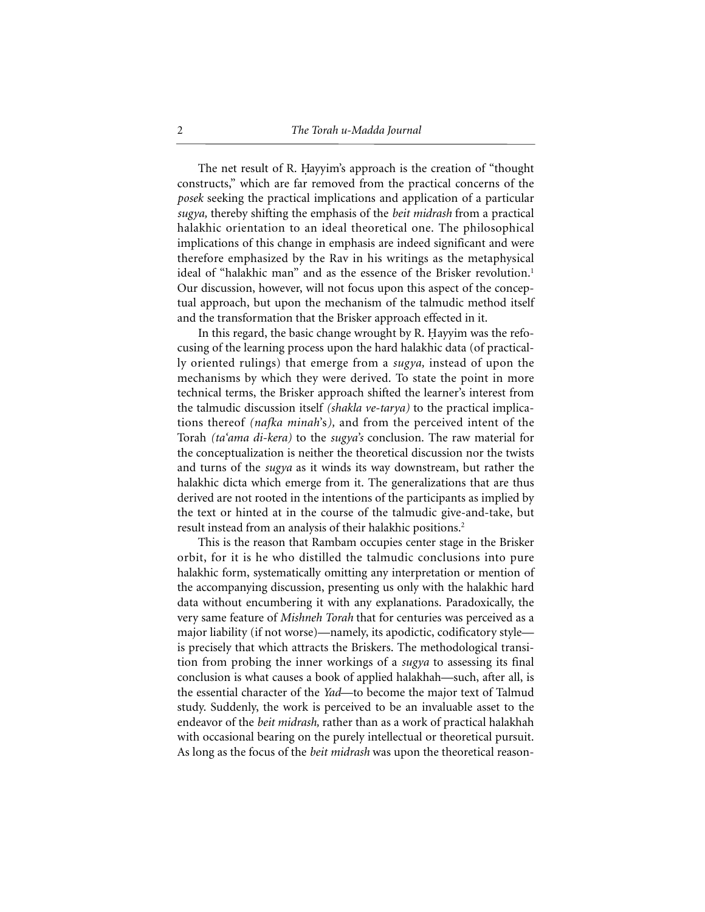The net result of R. Ḥayyim's approach is the creation of "thought constructs," which are far removed from the practical concerns of the *posek* seeking the practical implications and application of a particular *sugya,* thereby shifting the emphasis of the *beit midrash* from a practical halakhic orientation to an ideal theoretical one. The philosophical implications of this change in emphasis are indeed significant and were therefore emphasized by the Rav in his writings as the metaphysical ideal of "halakhic man" and as the essence of the Brisker revolution.[1] Our discussion, however, will not focus upon this aspect of the conceptual approach, but upon the mechanism of the talmudic method itself and the transformation that the Brisker approach effected in it.

In this regard, the basic change wrought by R. Ḥayyim was the refocusing of the learning process upon the hard halakhic data (of practically oriented rulings) that emerge from a *sugya,* instead of upon the mechanisms by which they were derived. To state the point in more technical terms, the Brisker approach shifted the learner's interest from the talmudic discussion itself *(shakla ve-tarya)* to the practical implications thereof *(nafka minah*'s*),* and from the perceived intent of the Torah *(ta'ama di-kera)* to the *sugya's* conclusion. The raw material for the conceptualization is neither the theoretical discussion nor the twists and turns of the *sugya* as it winds its way downstream, but rather the halakhic dicta which emerge from it. The generalizations that are thus derived are not rooted in the intentions of the participants as implied by the text or hinted at in the course of the talmudic give-and-take, but result instead from an analysis of their halakhic positions.[2]

This is the reason that Rambam occupies center stage in the Brisker orbit, for it is he who distilled the talmudic conclusions into pure halakhic form, systematically omitting any interpretation or mention of the accompanying discussion, presenting us only with the halakhic hard data without encumbering it with any explanations. Paradoxically, the very same feature of *Mishneh Torah* that for centuries was perceived as a major liability (if not worse)—namely, its apodictic, codificatory style—is precisely that which attracts the Briskers. The methodological transition from probing the inner workings of a *sugya* to assessing its final conclusion is what causes a book of applied halakhah—such, after all, is the essential character of the *Yad*—to become the major text of Talmud study. Suddenly, the work is perceived to be an invaluable asset to the endeavor of the *beit midrash,* rather than as a work of practical halakhah with occasional bearing on the purely intellectual or theoretical pursuit. As long as the focus of the *beit midrash* was upon the theoretical reason-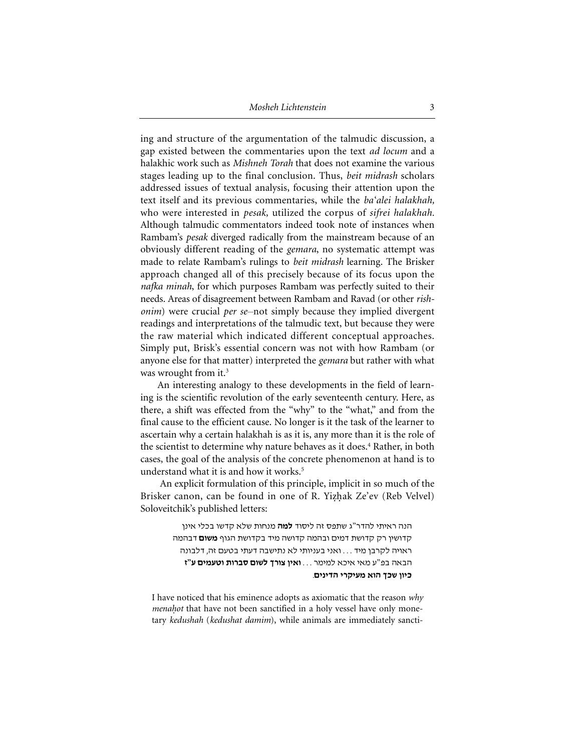ing and structure of the argumentation of the talmudic discussion, a gap existed between the commentaries upon the text *ad locum* and a halakhic work such as *Mishneh Torah* that does not examine the various stages leading up to the final conclusion. Thus, *beit midrash* scholars addressed issues of textual analysis, focusing their attention upon the text itself and its previous commentaries, while the *ba'alei halakhah,* who were interested in *pesak,* utilized the corpus of *sifrei halakhah.* Although talmudic commentators indeed took note of instances when Rambam's *pesak* diverged radically from the mainstream because of an obviously different reading of the *gemara*, no systematic attempt was made to relate Rambam's rulings to *beit midrash* learning. The Brisker approach changed all of this precisely because of its focus upon the *nafka minah*, for which purposes Rambam was perfectly suited to their needs. Areas of disagreement between Rambam and Ravad (or other *rishonim*) were crucial *per se*–not simply because they implied divergent readings and interpretations of the talmudic text, but because they were the raw material which indicated different conceptual approaches. Simply put, Brisk's essential concern was not with how Rambam (or anyone else for that matter) interpreted the *gemara* but rather with what was wrought from it.[3]

An interesting analogy to these developments in the field of learning is the scientific revolution of the early seventeenth century. Here, as there, a shift was effected from the "why" to the "what," and from the final cause to the efficient cause. No longer is it the task of the learner to ascertain why a certain halakhah is as it is, any more than it is the role of the scientist to determine why nature behaves as it does.[4] Rather, in both cases, the goal of the analysis of the concrete phenomenon at hand is to understand what it is and how it works.[5]

An explicit formulation of this principle, implicit in so much of the Brisker canon, can be found in one of R. Yiẓḥak Ze'ev (Reb Velvel) Soloveitchik's published letters:

> הנה ראיתי להדר"ג שתפס זה ליסוד **למה** מנחות שלא קדשו בכלי אינן קדושין רק קדושת דמים ובהמה קדושה מיד בקדושת הגוף **משום** דבהמה ראויה לקרבן מיד . . . ואני בעניותי לא נתישבה דעתי בטעם זה, דלבונה הבאה בפ"ע מאי איכא למימר . . . **ואין צורך לשום סברות וטעמים ע"ז כיון שכך הוא מעיקרי הדינים**.

I have noticed that his eminence adopts as axiomatic that the reason *why menaḥot* that have not been sanctified in a holy vessel have only monetary *kedushah* (*kedushat damim*), while animals are immediately sancti-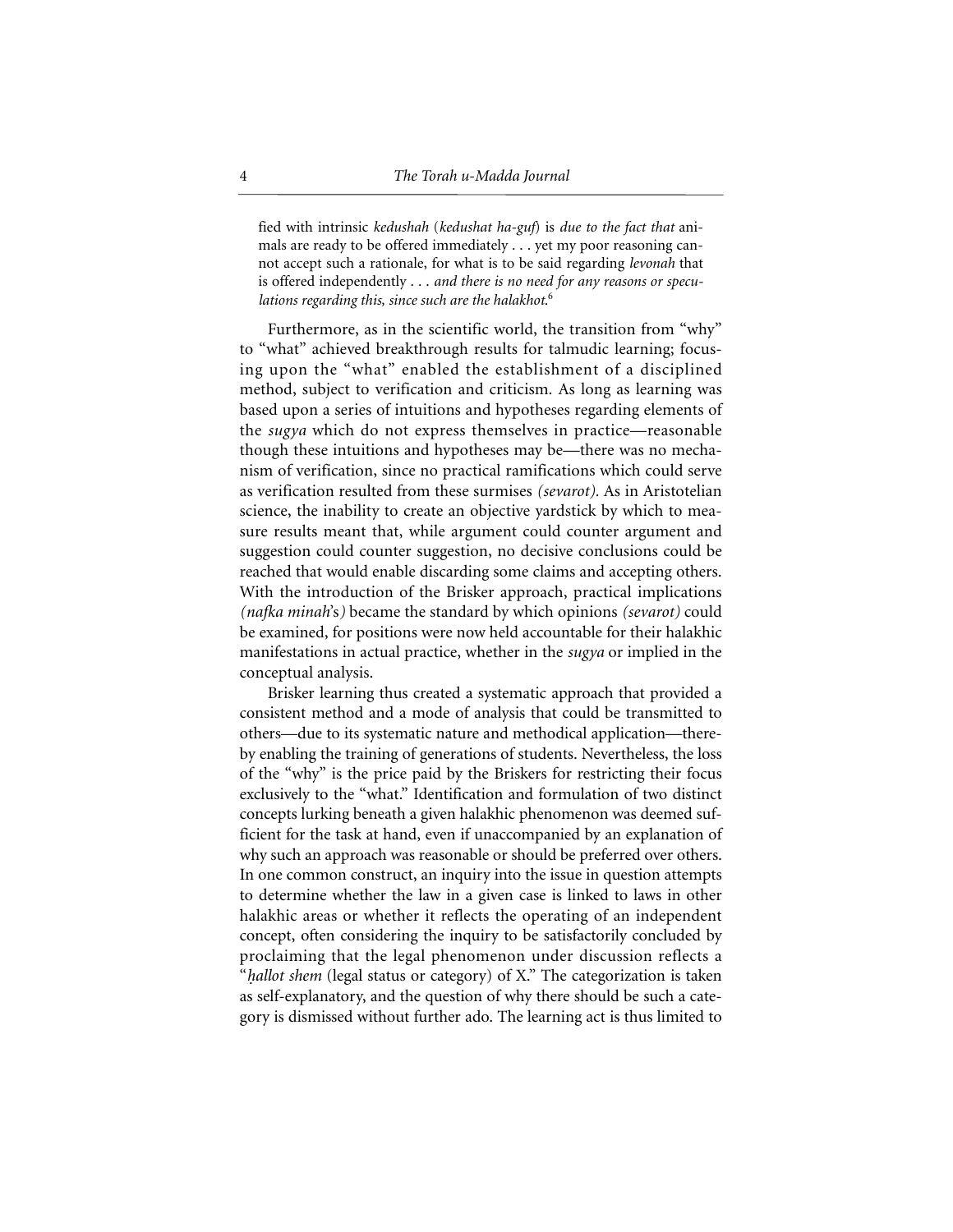fied with intrinsic *kedushah* (*kedushat ha-guf*) is *due to the fact that* animals are ready to be offered immediately . . . yet my poor reasoning cannot accept such a rationale, for what is to be said regarding *levonah* that is offered independently . . . *and there is no need for any reasons or speculations regarding this, since such are the halakhot*.[6]

Furthermore, as in the scientific world, the transition from "why" to "what" achieved breakthrough results for talmudic learning; focusing upon the "what" enabled the establishment of a disciplined method, subject to verification and criticism. As long as learning was based upon a series of intuitions and hypotheses regarding elements of the *sugya* which do not express themselves in practice—reasonable though these intuitions and hypotheses may be—there was no mechanism of verification, since no practical ramifications which could serve as verification resulted from these surmises *(sevarot)*. As in Aristotelian science, the inability to create an objective yardstick by which to measure results meant that, while argument could counter argument and suggestion could counter suggestion, no decisive conclusions could be reached that would enable discarding some claims and accepting others. With the introduction of the Brisker approach, practical implications *(nafka minah*'s*)* became the standard by which opinions *(sevarot)* could be examined, for positions were now held accountable for their halakhic manifestations in actual practice, whether in the *sugya* or implied in the conceptual analysis.

Brisker learning thus created a systematic approach that provided a consistent method and a mode of analysis that could be transmitted to others—due to its systematic nature and methodical application—thereby enabling the training of generations of students. Nevertheless, the loss of the "why" is the price paid by the Briskers for restricting their focus exclusively to the "what." Identification and formulation of two distinct concepts lurking beneath a given halakhic phenomenon was deemed sufficient for the task at hand, even if unaccompanied by an explanation of why such an approach was reasonable or should be preferred over others. In one common construct, an inquiry into the issue in question attempts to determine whether the law in a given case is linked to laws in other halakhic areas or whether it reflects the operating of an independent concept, often considering the inquiry to be satisfactorily concluded by proclaiming that the legal phenomenon under discussion reflects a "*ḥallot shem* (legal status or category) of X." The categorization is taken as self-explanatory, and the question of why there should be such a category is dismissed without further ado. The learning act is thus limited to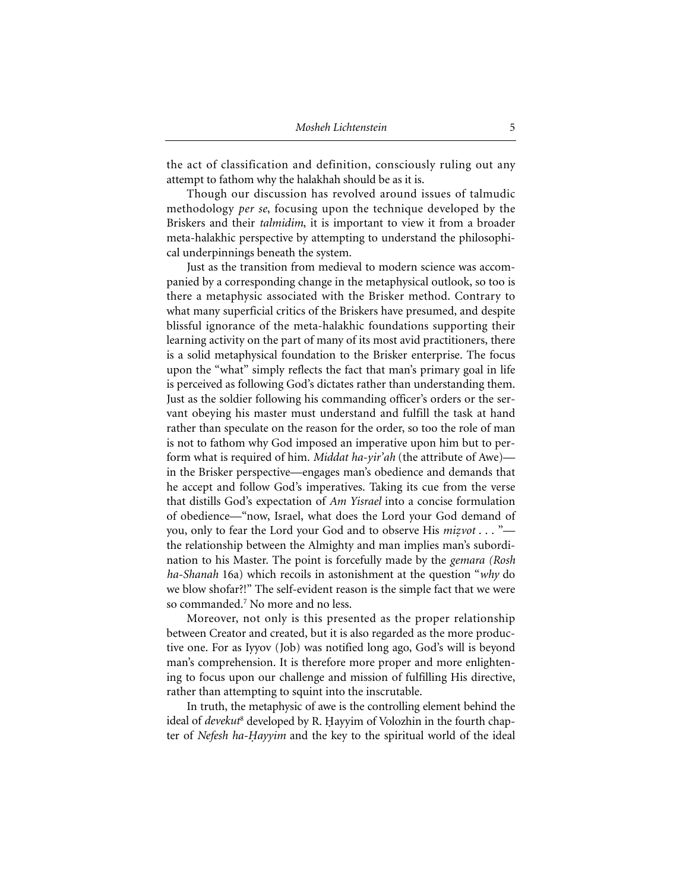the act of classification and definition, consciously ruling out any attempt to fathom why the halakhah should be as it is.

Though our discussion has revolved around issues of talmudic methodology *per se*, focusing upon the technique developed by the Briskers and their *talmidim*, it is important to view it from a broader meta-halakhic perspective by attempting to understand the philosophical underpinnings beneath the system.

Just as the transition from medieval to modern science was accompanied by a corresponding change in the metaphysical outlook, so too is there a metaphysic associated with the Brisker method. Contrary to what many superficial critics of the Briskers have presumed, and despite blissful ignorance of the meta-halakhic foundations supporting their learning activity on the part of many of its most avid practitioners, there is a solid metaphysical foundation to the Brisker enterprise. The focus upon the "what" simply reflects the fact that man's primary goal in life is perceived as following God's dictates rather than understanding them. Just as the soldier following his commanding officer's orders or the servant obeying his master must understand and fulfill the task at hand rather than speculate on the reason for the order, so too the role of man is not to fathom why God imposed an imperative upon him but to perform what is required of him. *Middat ha-yir'ah* (the attribute of Awe)—in the Brisker perspective—engages man's obedience and demands that he accept and follow God's imperatives. Taking its cue from the verse that distills God's expectation of *Am Yisrael* into a concise formulation of obedience—"now, Israel, what does the Lord your God demand of you, only to fear the Lord your God and to observe His *mizvot* . . . "—the relationship between the Almighty and man implies man's subordination to his Master. The point is forcefully made by the *gemara (Rosh ha-Shanah* 16a) which recoils in astonishment at the question "*why* do we blow shofar?!" The self-evident reason is the simple fact that we were so commanded.[7] No more and no less.

Moreover, not only is this presented as the proper relationship between Creator and created, but it is also regarded as the more productive one. For as Iyyov (Job) was notified long ago, God's will is beyond man's comprehension. It is therefore more proper and more enlightening to focus upon our challenge and mission of fulfilling His directive, rather than attempting to squint into the inscrutable.

In truth, the metaphysic of awe is the controlling element behind the ideal of *devekut*[8] developed by R. Ḥayyim of Volozhin in the fourth chapter of *Nefesh ha-Ḥayyim* and the key to the spiritual world of the ideal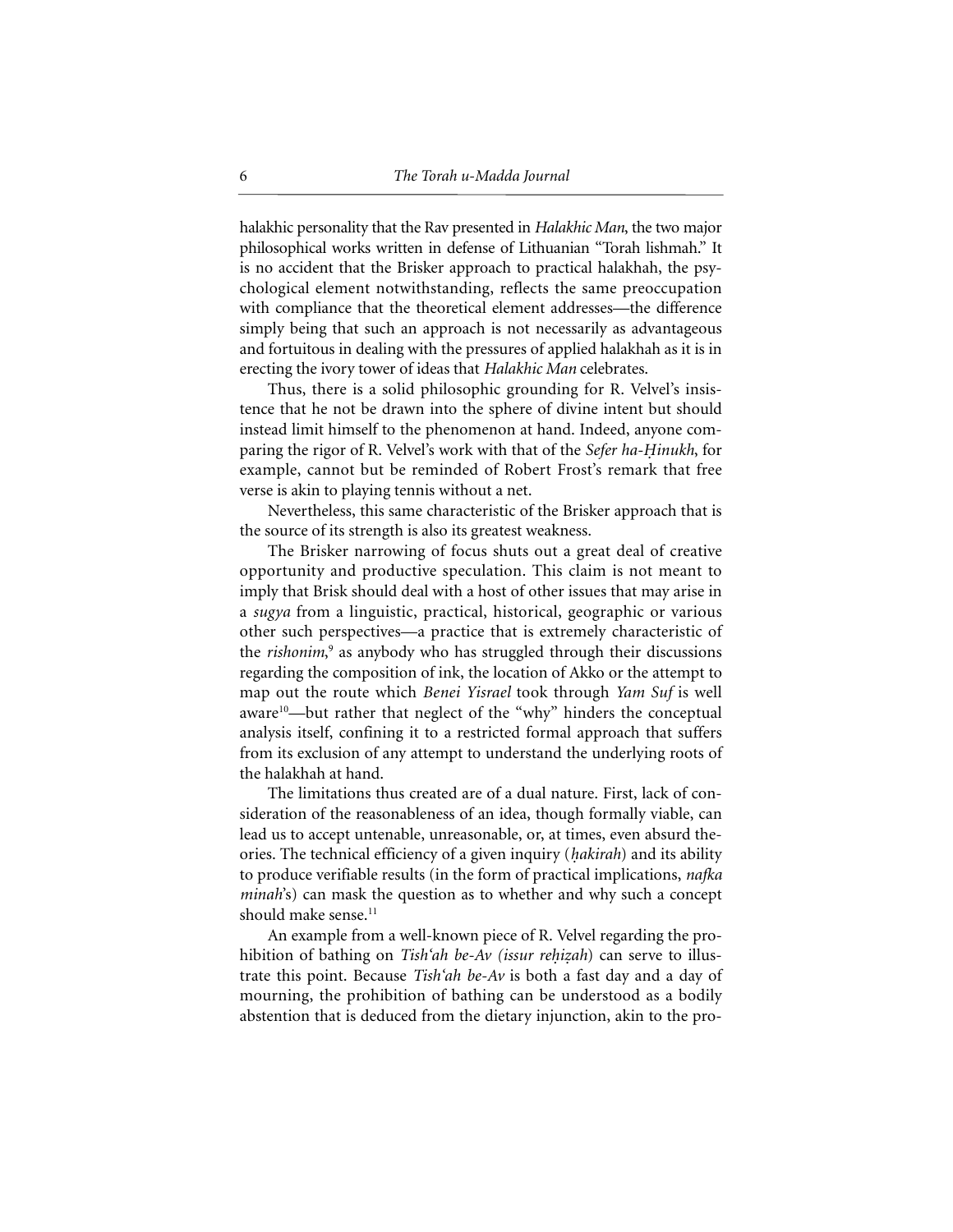halakhic personality that the Rav presented in *Halakhic Man*, the two major philosophical works written in defense of Lithuanian "Torah lishmah." It is no accident that the Brisker approach to practical halakhah, the psychological element notwithstanding, reflects the same preoccupation with compliance that the theoretical element addresses—the difference simply being that such an approach is not necessarily as advantageous and fortuitous in dealing with the pressures of applied halakhah as it is in erecting the ivory tower of ideas that *Halakhic Man* celebrates.

Thus, there is a solid philosophic grounding for R. Velvel's insistence that he not be drawn into the sphere of divine intent but should instead limit himself to the phenomenon at hand. Indeed, anyone comparing the rigor of R. Velvel's work with that of the *Sefer ha-Ḥinukh*, for example, cannot but be reminded of Robert Frost's remark that free verse is akin to playing tennis without a net.

Nevertheless, this same characteristic of the Brisker approach that is the source of its strength is also its greatest weakness.

The Brisker narrowing of focus shuts out a great deal of creative opportunity and productive speculation. This claim is not meant to imply that Brisk should deal with a host of other issues that may arise in a *sugya* from a linguistic, practical, historical, geographic or various other such perspectives—a practice that is extremely characteristic of the *rishonim*,[9] as anybody who has struggled through their discussions regarding the composition of ink, the location of Akko or the attempt to map out the route which *Benei Yisrael* took through *Yam Suf* is well aware[10]—but rather that neglect of the "why" hinders the conceptual analysis itself, confining it to a restricted formal approach that suffers from its exclusion of any attempt to understand the underlying roots of the halakhah at hand.

The limitations thus created are of a dual nature. First, lack of consideration of the reasonableness of an idea, though formally viable, can lead us to accept untenable, unreasonable, or, at times, even absurd theories. The technical efficiency of a given inquiry (*ḥakirah*) and its ability to produce verifiable results (in the form of practical implications, *nafka minah*'s) can mask the question as to whether and why such a concept should make sense.[11]

An example from a well-known piece of R. Velvel regarding the prohibition of bathing on *Tish'ah be-Av (issur reḥiẓah)* can serve to illustrate this point. Because *Tish'ah be-Av* is both a fast day and a day of mourning, the prohibition of bathing can be understood as a bodily abstention that is deduced from the dietary injunction, akin to the pro-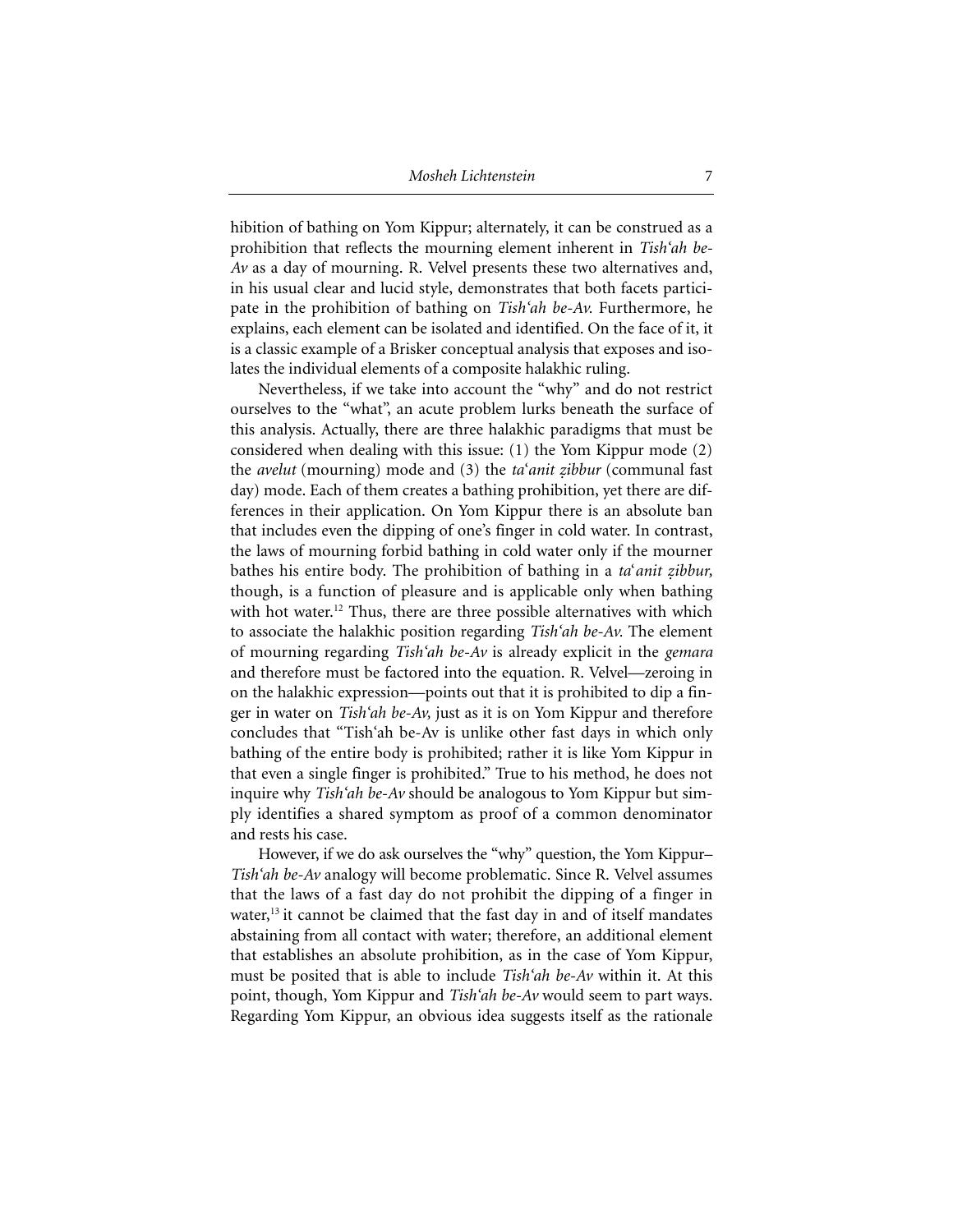hibition of bathing on Yom Kippur; alternately, it can be construed as a prohibition that reflects the mourning element inherent in *Tish'ah be-Av* as a day of mourning. R. Velvel presents these two alternatives and, in his usual clear and lucid style, demonstrates that both facets participate in the prohibition of bathing on *Tish'ah be-Av.* Furthermore, he explains, each element can be isolated and identified. On the face of it, it is a classic example of a Brisker conceptual analysis that exposes and isolates the individual elements of a composite halakhic ruling.

Nevertheless, if we take into account the "why" and do not restrict ourselves to the "what", an acute problem lurks beneath the surface of this analysis. Actually, there are three halakhic paradigms that must be considered when dealing with this issue: (1) the Yom Kippur mode (2) the *avelut* (mourning) mode and (3) the *ta'anit ẓibbur* (communal fast day) mode. Each of them creates a bathing prohibition, yet there are differences in their application. On Yom Kippur there is an absolute ban that includes even the dipping of one's finger in cold water. In contrast, the laws of mourning forbid bathing in cold water only if the mourner bathes his entire body. The prohibition of bathing in a *ta'anit ẓibbur,* though, is a function of pleasure and is applicable only when bathing with hot water.[12] Thus, there are three possible alternatives with which to associate the halakhic position regarding *Tish'ah be-Av.* The element of mourning regarding *Tish'ah be-Av* is already explicit in the *gemara* and therefore must be factored into the equation. R. Velvel—zeroing in on the halakhic expression—points out that it is prohibited to dip a finger in water on *Tish'ah be-Av,* just as it is on Yom Kippur and therefore concludes that "Tish'ah be-Av is unlike other fast days in which only bathing of the entire body is prohibited; rather it is like Yom Kippur in that even a single finger is prohibited." True to his method, he does not inquire why *Tish'ah be-Av* should be analogous to Yom Kippur but simply identifies a shared symptom as proof of a common denominator and rests his case.

However, if we do ask ourselves the "why" question, the Yom Kippur–*Tish'ah be-Av* analogy will become problematic. Since R. Velvel assumes that the laws of a fast day do not prohibit the dipping of a finger in water,[13] it cannot be claimed that the fast day in and of itself mandates abstaining from all contact with water; therefore, an additional element that establishes an absolute prohibition, as in the case of Yom Kippur, must be posited that is able to include *Tish'ah be-Av* within it. At this point, though, Yom Kippur and *Tish'ah be-Av* would seem to part ways. Regarding Yom Kippur, an obvious idea suggests itself as the rationale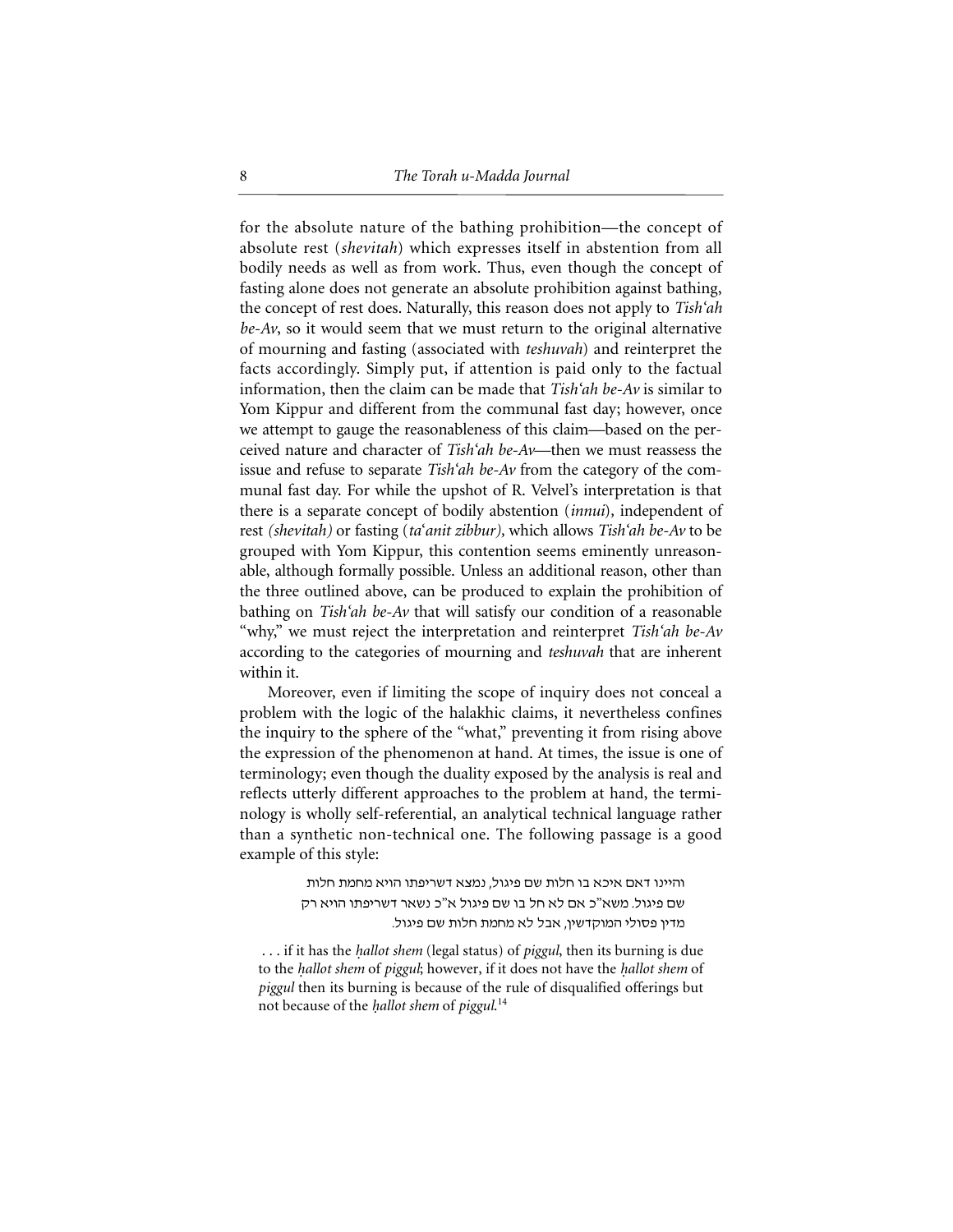for the absolute nature of the bathing prohibition—the concept of absolute rest (*shevitah*) which expresses itself in abstention from all bodily needs as well as from work. Thus, even though the concept of fasting alone does not generate an absolute prohibition against bathing, the concept of rest does. Naturally, this reason does not apply to *Tish'ah be-Av*, so it would seem that we must return to the original alternative of mourning and fasting (associated with *teshuvah*) and reinterpret the facts accordingly. Simply put, if attention is paid only to the factual information, then the claim can be made that *Tish'ah be-Av* is similar to Yom Kippur and different from the communal fast day; however, once we attempt to gauge the reasonableness of this claim—based on the perceived nature and character of *Tish'ah be-Av*—then we must reassess the issue and refuse to separate *Tish'ah be-Av* from the category of the communal fast day. For while the upshot of R. Velvel's interpretation is that there is a separate concept of bodily abstention (*innui*), independent of rest *(shevitah)* or fasting (*ta'anit zibbur),* which allows *Tish'ah be-Av* to be grouped with Yom Kippur, this contention seems eminently unreasonable, although formally possible. Unless an additional reason, other than the three outlined above, can be produced to explain the prohibition of bathing on *Tish'ah be-Av* that will satisfy our condition of a reasonable "why," we must reject the interpretation and reinterpret *Tish'ah be-Av* according to the categories of mourning and *teshuvah* that are inherent within it.

Moreover, even if limiting the scope of inquiry does not conceal a problem with the logic of the halakhic claims, it nevertheless confines the inquiry to the sphere of the "what," preventing it from rising above the expression of the phenomenon at hand. At times, the issue is one of terminology; even though the duality exposed by the analysis is real and reflects utterly different approaches to the problem at hand, the terminology is wholly self-referential, an analytical technical language rather than a synthetic non-technical one. The following passage is a good example of this style:

> והיינו דאם איכא בו חלות שם פיגול, נמצא דשריפתו הויא מחמת חלות שם פיגול. משא"כ אם לא חל בו שם פיגול א"כ נשאר דשריפתו הויא רק מדין פסולי המוקדשין, אבל לא מחמת חלות שם פיגול.

> . . . if it has the *ḥallot shem* (legal status) of *piggul*, then its burning is due to the *ḥallot shem* of *piggul*; however, if it does not have the *ḥallot shem* of *piggul* then its burning is because of the rule of disqualified offerings but not because of the *ḥallot shem* of *piggul*.[14]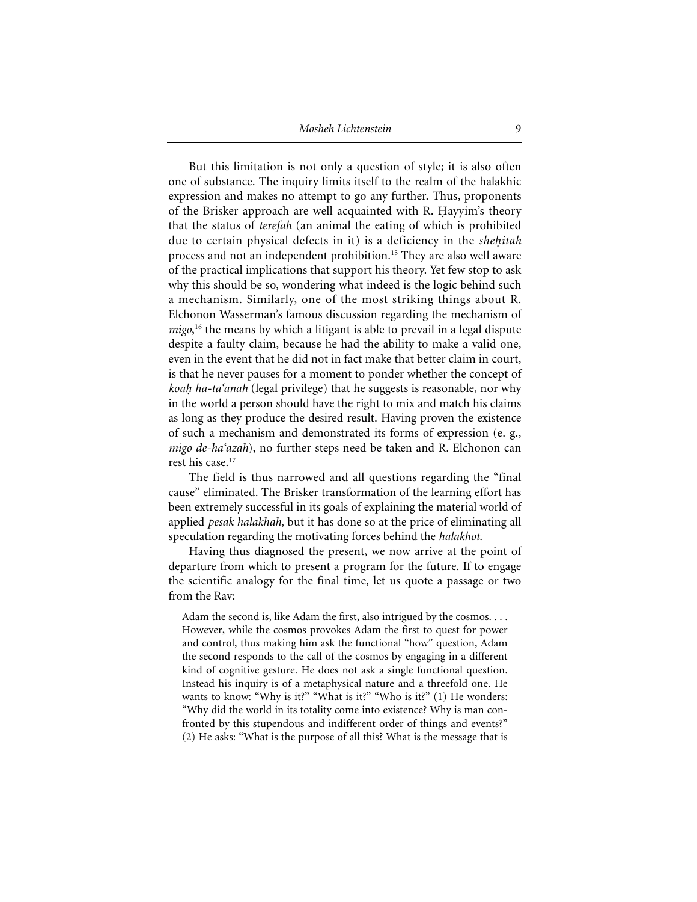But this limitation is not only a question of style; it is also often one of substance. The inquiry limits itself to the realm of the halakhic expression and makes no attempt to go any further. Thus, proponents of the Brisker approach are well acquainted with R. Ḥayyim's theory that the status of *terefah* (an animal the eating of which is prohibited due to certain physical defects in it) is a deficiency in the *sheḥitah* process and not an independent prohibition.[15] They are also well aware of the practical implications that support his theory. Yet few stop to ask why this should be so, wondering what indeed is the logic behind such a mechanism. Similarly, one of the most striking things about R. Elchonon Wasserman's famous discussion regarding the mechanism of *migo*,[16] the means by which a litigant is able to prevail in a legal dispute despite a faulty claim, because he had the ability to make a valid one, even in the event that he did not in fact make that better claim in court, is that he never pauses for a moment to ponder whether the concept of *koaḥ ha-ta'anah* (legal privilege) that he suggests is reasonable, nor why in the world a person should have the right to mix and match his claims as long as they produce the desired result. Having proven the existence of such a mechanism and demonstrated its forms of expression (e. g., *migo de-ha'azah*), no further steps need be taken and R. Elchonon can rest his case.[17]

The field is thus narrowed and all questions regarding the "final cause" eliminated. The Brisker transformation of the learning effort has been extremely successful in its goals of explaining the material world of applied *pesak halakhah*, but it has done so at the price of eliminating all speculation regarding the motivating forces behind the *halakhot*.

Having thus diagnosed the present, we now arrive at the point of departure from which to present a program for the future. If to engage the scientific analogy for the final time, let us quote a passage or two from the Rav:

> Adam the second is, like Adam the first, also intrigued by the cosmos. . . . However, while the cosmos provokes Adam the first to quest for power and control, thus making him ask the functional "how" question, Adam the second responds to the call of the cosmos by engaging in a different kind of cognitive gesture. He does not ask a single functional question. Instead his inquiry is of a metaphysical nature and a threefold one. He wants to know: "Why is it?" "What is it?" "Who is it?" (1) He wonders: "Why did the world in its totality come into existence? Why is man confronted by this stupendous and indifferent order of things and events?" (2) He asks: "What is the purpose of all this? What is the message that is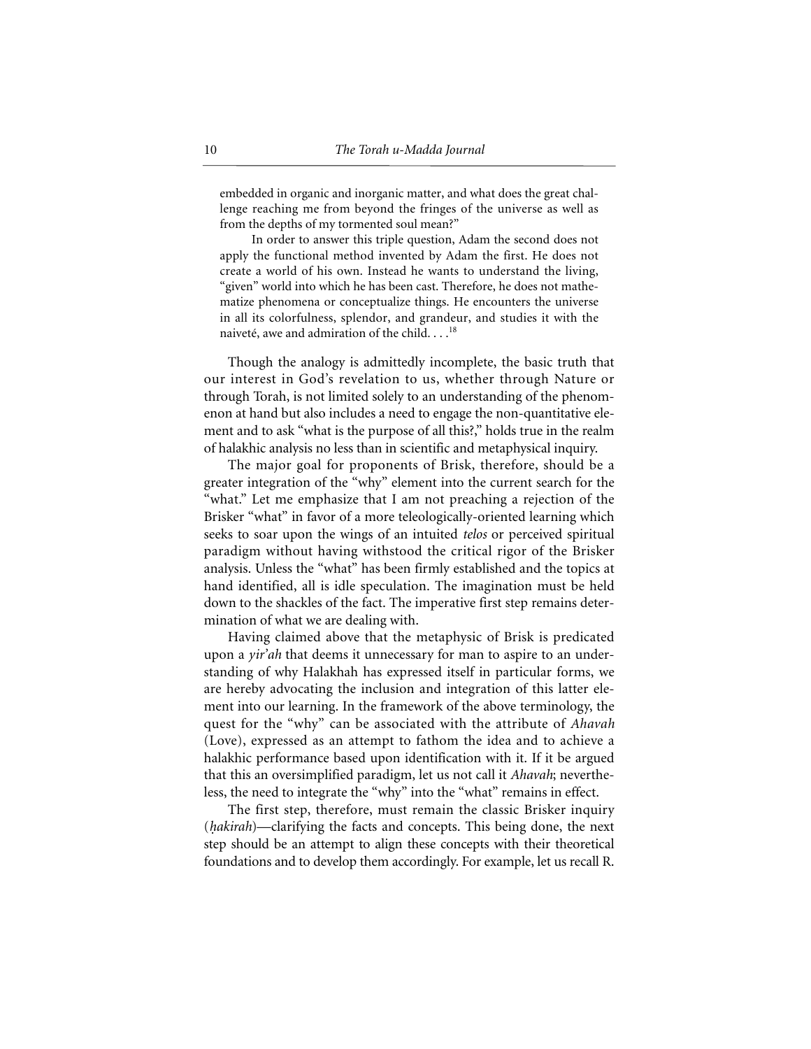> embedded in organic and inorganic matter, and what does the great challenge reaching me from beyond the fringes of the universe as well as from the depths of my tormented soul mean?"
>
> In order to answer this triple question, Adam the second does not apply the functional method invented by Adam the first. He does not create a world of his own. Instead he wants to understand the living, "given" world into which he has been cast. Therefore, he does not mathematize phenomena or conceptualize things. He encounters the universe in all its colorfulness, splendor, and grandeur, and studies it with the naiveté, awe and admiration of the child. . . .[18]

Though the analogy is admittedly incomplete, the basic truth that our interest in God's revelation to us, whether through Nature or through Torah, is not limited solely to an understanding of the phenomenon at hand but also includes a need to engage the non-quantitative element and to ask "what is the purpose of all this?," holds true in the realm of halakhic analysis no less than in scientific and metaphysical inquiry.

The major goal for proponents of Brisk, therefore, should be a greater integration of the "why" element into the current search for the "what." Let me emphasize that I am not preaching a rejection of the Brisker "what" in favor of a more teleologically-oriented learning which seeks to soar upon the wings of an intuited *telos* or perceived spiritual paradigm without having withstood the critical rigor of the Brisker analysis. Unless the "what" has been firmly established and the topics at hand identified, all is idle speculation. The imagination must be held down to the shackles of the fact. The imperative first step remains determination of what we are dealing with.

Having claimed above that the metaphysic of Brisk is predicated upon a *yir'ah* that deems it unnecessary for man to aspire to an understanding of why Halakhah has expressed itself in particular forms, we are hereby advocating the inclusion and integration of this latter element into our learning. In the framework of the above terminology, the quest for the "why" can be associated with the attribute of *Ahavah* (Love), expressed as an attempt to fathom the idea and to achieve a halakhic performance based upon identification with it. If it be argued that this an oversimplified paradigm, let us not call it *Ahavah*; nevertheless, the need to integrate the "why" into the "what" remains in effect.

The first step, therefore, must remain the classic Brisker inquiry (*ḥakirah*)—clarifying the facts and concepts. This being done, the next step should be an attempt to align these concepts with their theoretical foundations and to develop them accordingly. For example, let us recall R.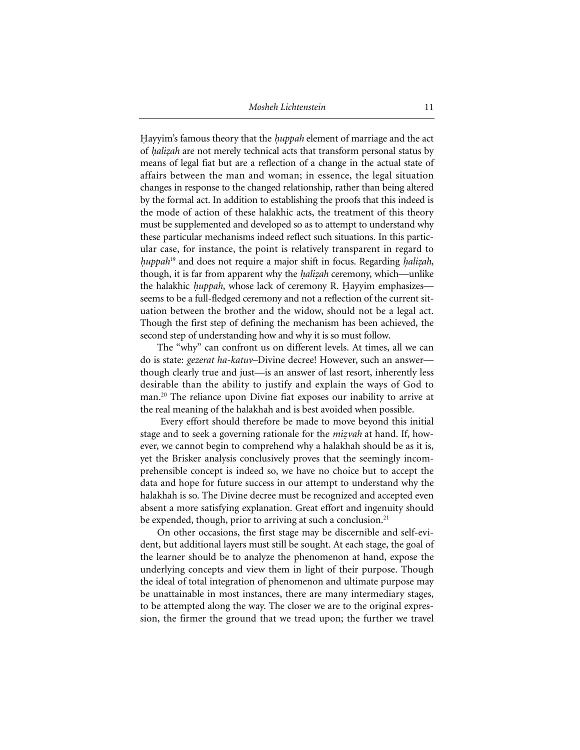Ḥayyim's famous theory that the *ḥuppah* element of marriage and the act of *ḥaliẓah* are not merely technical acts that transform personal status by means of legal fiat but are a reflection of a change in the actual state of affairs between the man and woman; in essence, the legal situation changes in response to the changed relationship, rather than being altered by the formal act. In addition to establishing the proofs that this indeed is the mode of action of these halakhic acts, the treatment of this theory must be supplemented and developed so as to attempt to understand why these particular mechanisms indeed reflect such situations. In this particular case, for instance, the point is relatively transparent in regard to *ḥuppah*[19] and does not require a major shift in focus. Regarding *ḥaliẓah*, though, it is far from apparent why the *ḥaliẓah* ceremony, which—unlike the halakhic *ḥuppah*, whose lack of ceremony R. Ḥayyim emphasizes—seems to be a full-fledged ceremony and not a reflection of the current situation between the brother and the widow, should not be a legal act. Though the first step of defining the mechanism has been achieved, the second step of understanding how and why it is so must follow.

The "why" can confront us on different levels. At times, all we can do is state: *gezerat ha-katuv*–Divine decree! However, such an answer—though clearly true and just—is an answer of last resort, inherently less desirable than the ability to justify and explain the ways of God to man.[20] The reliance upon Divine fiat exposes our inability to arrive at the real meaning of the halakhah and is best avoided when possible.

Every effort should therefore be made to move beyond this initial stage and to seek a governing rationale for the *miẓvah* at hand. If, however, we cannot begin to comprehend why a halakhah should be as it is, yet the Brisker analysis conclusively proves that the seemingly incomprehensible concept is indeed so, we have no choice but to accept the data and hope for future success in our attempt to understand why the halakhah is so. The Divine decree must be recognized and accepted even absent a more satisfying explanation. Great effort and ingenuity should be expended, though, prior to arriving at such a conclusion.[21]

On other occasions, the first stage may be discernible and self-evident, but additional layers must still be sought. At each stage, the goal of the learner should be to analyze the phenomenon at hand, expose the underlying concepts and view them in light of their purpose. Though the ideal of total integration of phenomenon and ultimate purpose may be unattainable in most instances, there are many intermediary stages, to be attempted along the way. The closer we are to the original expression, the firmer the ground that we tread upon; the further we travel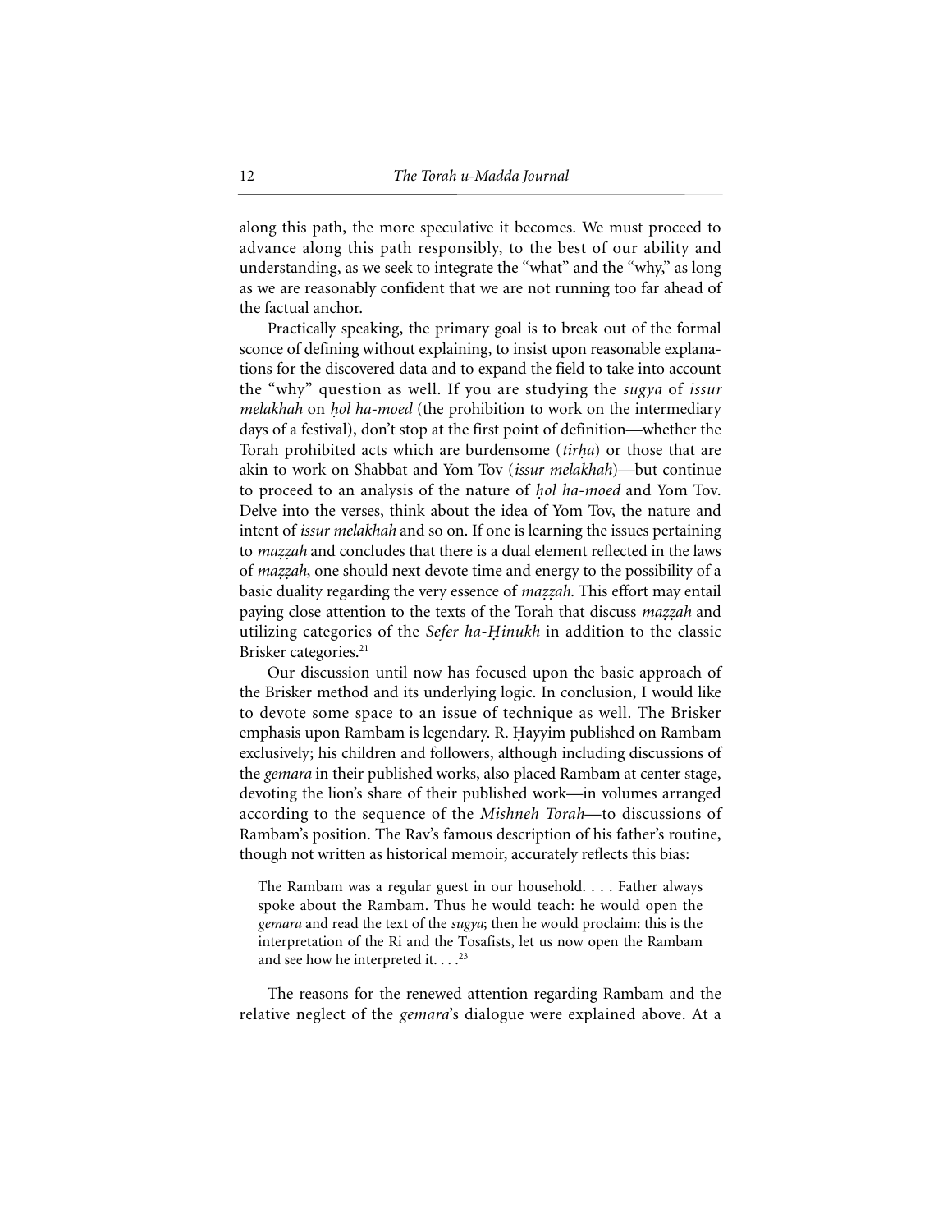along this path, the more speculative it becomes. We must proceed to advance along this path responsibly, to the best of our ability and understanding, as we seek to integrate the "what" and the "why," as long as we are reasonably confident that we are not running too far ahead of the factual anchor.

Practically speaking, the primary goal is to break out of the formal sconce of defining without explaining, to insist upon reasonable explanations for the discovered data and to expand the field to take into account the "why" question as well. If you are studying the *sugya* of *issur melakhah* on *ḥol ha-moed* (the prohibition to work on the intermediary days of a festival), don't stop at the first point of definition—whether the Torah prohibited acts which are burdensome (*tirḥa*) or those that are akin to work on Shabbat and Yom Tov (*issur melakhah*)—but continue to proceed to an analysis of the nature of *ḥol ha-moed* and Yom Tov. Delve into the verses, think about the idea of Yom Tov, the nature and intent of *issur melakhah* and so on. If one is learning the issues pertaining to *maẓẓah* and concludes that there is a dual element reflected in the laws of *maẓẓah*, one should next devote time and energy to the possibility of a basic duality regarding the very essence of *maẓẓah*. This effort may entail paying close attention to the texts of the Torah that discuss *maẓẓah* and utilizing categories of the *Sefer ha-Ḥinukh* in addition to the classic Brisker categories.[21]

Our discussion until now has focused upon the basic approach of the Brisker method and its underlying logic. In conclusion, I would like to devote some space to an issue of technique as well. The Brisker emphasis upon Rambam is legendary. R. Ḥayyim published on Rambam exclusively; his children and followers, although including discussions of the *gemara* in their published works, also placed Rambam at center stage, devoting the lion's share of their published work—in volumes arranged according to the sequence of the *Mishneh Torah*—to discussions of Rambam's position. The Rav's famous description of his father's routine, though not written as historical memoir, accurately reflects this bias:

> The Rambam was a regular guest in our household. . . . Father always spoke about the Rambam. Thus he would teach: he would open the *gemara* and read the text of the *sugya*; then he would proclaim: this is the interpretation of the Ri and the Tosafists, let us now open the Rambam and see how he interpreted it. . . .[23]

The reasons for the renewed attention regarding Rambam and the relative neglect of the *gemara*'s dialogue were explained above. At a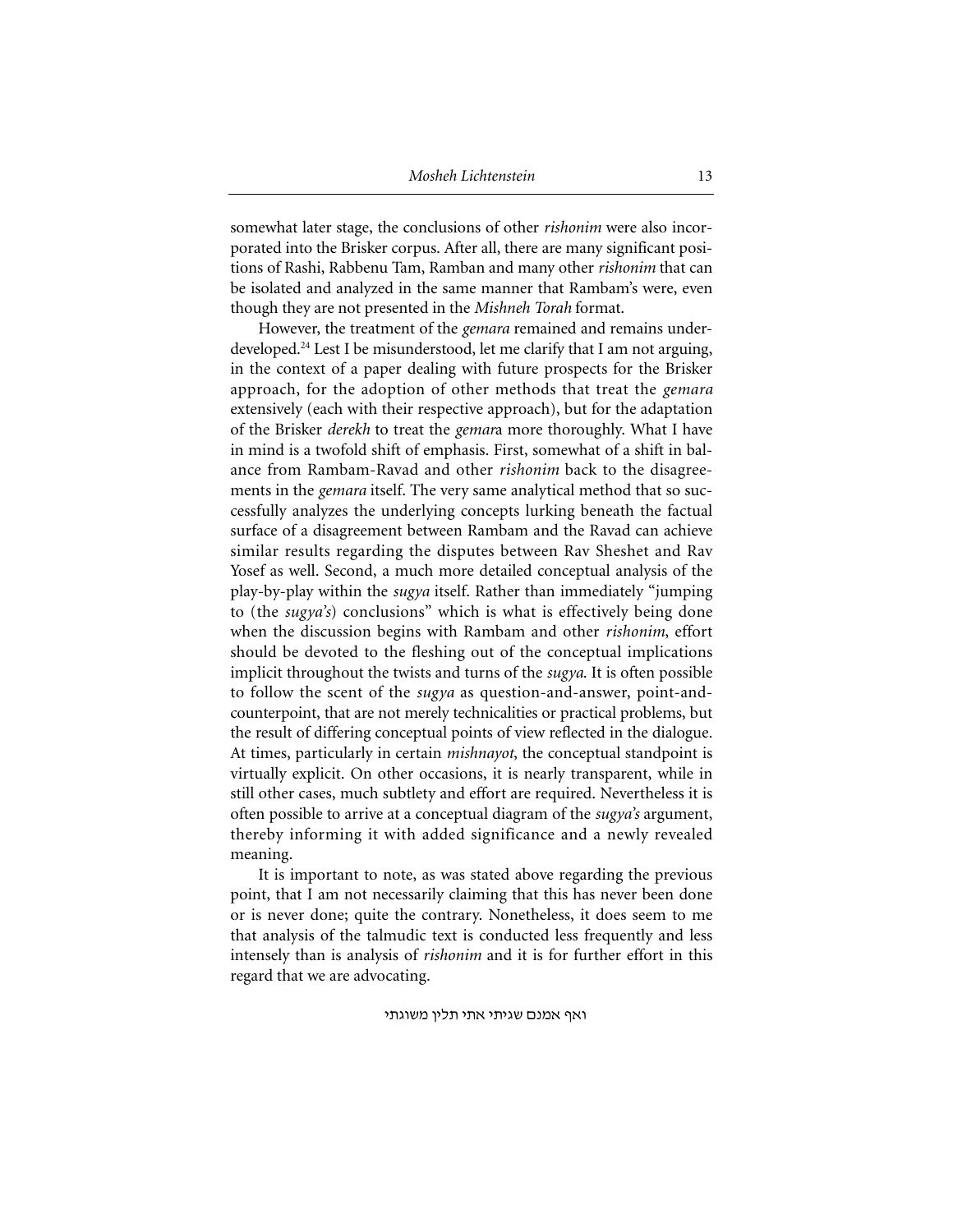somewhat later stage, the conclusions of other *rishonim* were also incorporated into the Brisker corpus. After all, there are many significant positions of Rashi, Rabbenu Tam, Ramban and many other *rishonim* that can be isolated and analyzed in the same manner that Rambam's were, even though they are not presented in the *Mishneh Torah* format.

However, the treatment of the *gemara* remained and remains underdeveloped.[24] Lest I be misunderstood, let me clarify that I am not arguing, in the context of a paper dealing with future prospects for the Brisker approach, for the adoption of other methods that treat the *gemara* extensively (each with their respective approach), but for the adaptation of the Brisker *derekh* to treat the *gemar*a more thoroughly. What I have in mind is a twofold shift of emphasis. First, somewhat of a shift in balance from Rambam-Ravad and other *rishonim* back to the disagreements in the *gemara* itself. The very same analytical method that so successfully analyzes the underlying concepts lurking beneath the factual surface of a disagreement between Rambam and the Ravad can achieve similar results regarding the disputes between Rav Sheshet and Rav Yosef as well. Second, a much more detailed conceptual analysis of the play-by-play within the *sugya* itself. Rather than immediately "jumping to (the *sugya's*) conclusions" which is what is effectively being done when the discussion begins with Rambam and other *rishonim*, effort should be devoted to the fleshing out of the conceptual implications implicit throughout the twists and turns of the *sugya*. It is often possible to follow the scent of the *sugya* as question-and-answer, point-and-counterpoint, that are not merely technicalities or practical problems, but the result of differing conceptual points of view reflected in the dialogue. At times, particularly in certain *mishnayot*, the conceptual standpoint is virtually explicit. On other occasions, it is nearly transparent, while in still other cases, much subtlety and effort are required. Nevertheless it is often possible to arrive at a conceptual diagram of the *sugya's* argument, thereby informing it with added significance and a newly revealed meaning.

It is important to note, as was stated above regarding the previous point, that I am not necessarily claiming that this has never been done or is never done; quite the contrary. Nonetheless, it does seem to me that analysis of the talmudic text is conducted less frequently and less intensely than is analysis of *rishonim* and it is for further effort in this regard that we are advocating.

ואף אמנם שגיתי אתי תלין משוגתי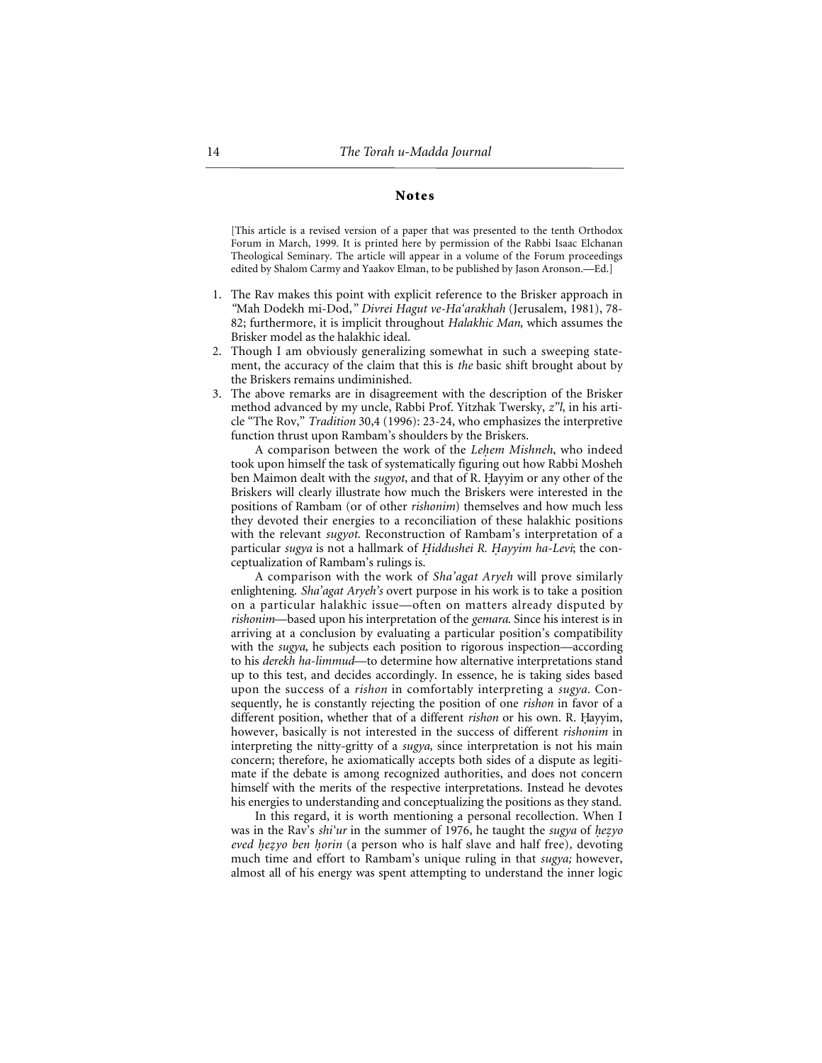## Notes

[This article is a revised version of a paper that was presented to the tenth Orthodox Forum in March, 1999. It is printed here by permission of the Rabbi Isaac Elchanan Theological Seminary. The article will appear in a volume of the Forum proceedings edited by Shalom Carmy and Yaakov Elman, to be published by Jason Aronson.—Ed.]

1. The Rav makes this point with explicit reference to the Brisker approach in "Mah Dodekh mi-Dod," *Divrei Hagut ve-Ha'arakhah* (Jerusalem, 1981), 78-82; furthermore, it is implicit throughout *Halakhic Man,* which assumes the Brisker model as the halakhic ideal.
2. Though I am obviously generalizing somewhat in such a sweeping statement, the accuracy of the claim that this is *the* basic shift brought about by the Briskers remains undiminished.
3. The above remarks are in disagreement with the description of the Brisker method advanced by my uncle, Rabbi Prof. Yitzhak Twersky, *z"l*, in his article "The Rov," *Tradition* 30,4 (1996): 23-24, who emphasizes the interpretive function thrust upon Rambam's shoulders by the Briskers.

   A comparison between the work of the *Leḥem Mishneh*, who indeed took upon himself the task of systematically figuring out how Rabbi Mosheh ben Maimon dealt with the *sugyot*, and that of R. Ḥayyim or any other of the Briskers will clearly illustrate how much the Briskers were interested in the positions of Rambam (or of other *rishonim*) themselves and how much less they devoted their energies to a reconciliation of these halakhic positions with the relevant *sugyot*. Reconstruction of Rambam's interpretation of a particular *sugya* is not a hallmark of *Ḥiddushei R. Ḥayyim ha-Levi*; the conceptualization of Rambam's rulings is.

   A comparison with the work of *Sha'agat Aryeh* will prove similarly enlightening. *Sha'agat Aryeh's* overt purpose in his work is to take a position on a particular halakhic issue—often on matters already disputed by *rishonim*—based upon his interpretation of the *gemara*. Since his interest is in arriving at a conclusion by evaluating a particular position's compatibility with the *sugya,* he subjects each position to rigorous inspection—according to his *derekh ha-limmud*—to determine how alternative interpretations stand up to this test, and decides accordingly. In essence, he is taking sides based upon the success of a *rishon* in comfortably interpreting a *sugya*. Consequently, he is constantly rejecting the position of one *rishon* in favor of a different position, whether that of a different *rishon* or his own. R. Ḥayyim, however, basically is not interested in the success of different *rishonim* in interpreting the nitty-gritty of a *sugya,* since interpretation is not his main concern; therefore, he axiomatically accepts both sides of a dispute as legitimate if the debate is among recognized authorities, and does not concern himself with the merits of the respective interpretations. Instead he devotes his energies to understanding and conceptualizing the positions as they stand.

   In this regard, it is worth mentioning a personal recollection. When I was in the Rav's *shi'ur* in the summer of 1976, he taught the *sugya* of *ḥeẓyo eved ḥeẓyo ben ḥorin* (a person who is half slave and half free)*,* devoting much time and effort to Rambam's unique ruling in that *sugya;* however, almost all of his energy was spent attempting to understand the inner logic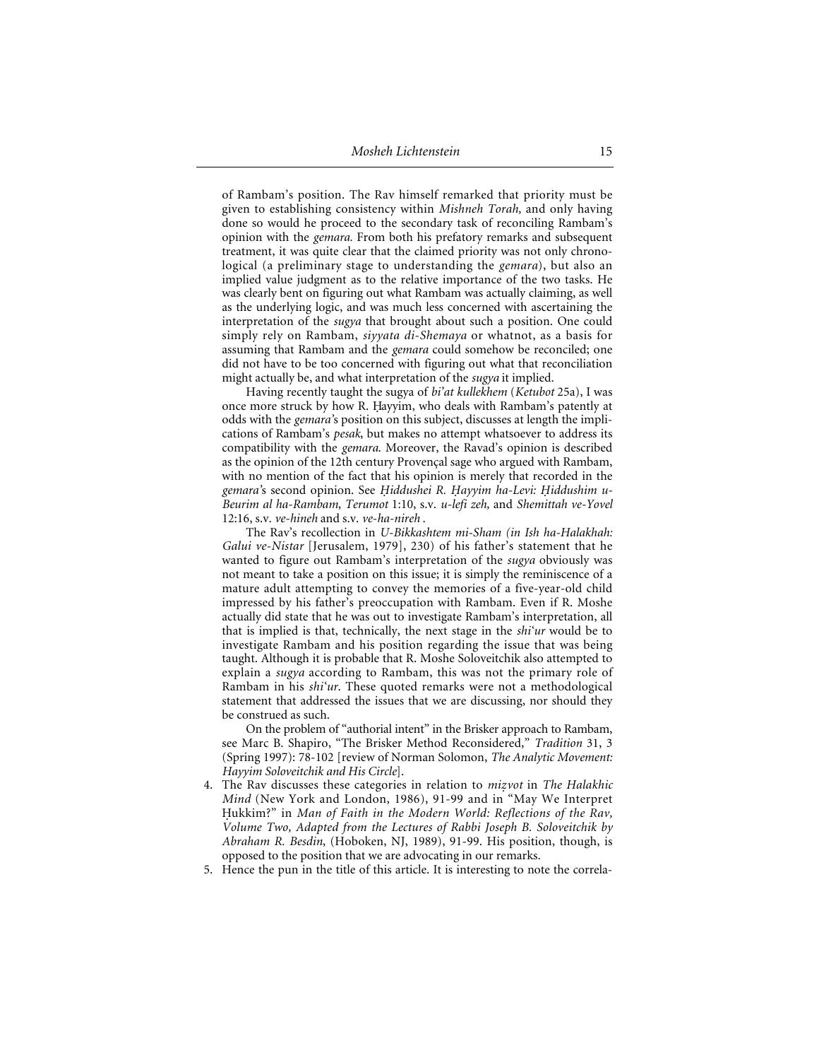of Rambam's position. The Rav himself remarked that priority must be given to establishing consistency within *Mishneh Torah,* and only having done so would he proceed to the secondary task of reconciling Rambam's opinion with the *gemara.* From both his prefatory remarks and subsequent treatment, it was quite clear that the claimed priority was not only chronological (a preliminary stage to understanding the *gemara*), but also an implied value judgment as to the relative importance of the two tasks. He was clearly bent on figuring out what Rambam was actually claiming, as well as the underlying logic, and was much less concerned with ascertaining the interpretation of the *sugya* that brought about such a position. One could simply rely on Rambam, *siyyata di-Shemaya* or whatnot, as a basis for assuming that Rambam and the *gemara* could somehow be reconciled; one did not have to be too concerned with figuring out what that reconciliation might actually be, and what interpretation of the *sugya* it implied.

Having recently taught the sugya of *bi'at kullekhem* (*Ketubot* 25a), I was once more struck by how R. Ḥayyim, who deals with Rambam's patently at odds with the *gemara*'s position on this subject, discusses at length the implications of Rambam's *pesak*, but makes no attempt whatsoever to address its compatibility with the *gemara.* Moreover, the Ravad's opinion is described as the opinion of the 12th century Provençal sage who argued with Rambam, with no mention of the fact that his opinion is merely that recorded in the *gemara*'s second opinion. See *Ḥiddushei R. Ḥayyim ha-Levi: Ḥiddushim u-Beurim al ha-Rambam*, *Terumot* 1:10, s.v. *u-lefi zeh,* and *Shemittah ve-Yovel* 12:16, s.v. *ve-hineh* and s.v. *ve-ha-nireh* .

The Rav's recollection in *U-Bikkashtem mi-Sham (in Ish ha-Halakhah: Galui ve-Nistar* [Jerusalem, 1979], 230) of his father's statement that he wanted to figure out Rambam's interpretation of the *sugya* obviously was not meant to take a position on this issue; it is simply the reminiscence of a mature adult attempting to convey the memories of a five-year-old child impressed by his father's preoccupation with Rambam. Even if R. Moshe actually did state that he was out to investigate Rambam's interpretation, all that is implied is that, technically, the next stage in the *shi'ur* would be to investigate Rambam and his position regarding the issue that was being taught. Although it is probable that R. Moshe Soloveitchik also attempted to explain a *sugya* according to Rambam, this was not the primary role of Rambam in his *shi'ur*. These quoted remarks were not a methodological statement that addressed the issues that we are discussing, nor should they be construed as such.

On the problem of "authorial intent" in the Brisker approach to Rambam, see Marc B. Shapiro, "The Brisker Method Reconsidered," *Tradition* 31, 3 (Spring 1997): 78-102 [review of Norman Solomon, *The Analytic Movement: Hayyim Soloveitchik and His Circle*].

4. The Rav discusses these categories in relation to *mizvot* in *The Halakhic Mind* (New York and London, 1986), 91-99 and in "May We Interpret Ḥukkim?" in *Man of Faith in the Modern World: Reflections of the Rav, Volume Two, Adapted from the Lectures of Rabbi Joseph B. Soloveitchik by Abraham R. Besdin*, (Hoboken, NJ, 1989), 91-99. His position, though, is opposed to the position that we are advocating in our remarks.
5. Hence the pun in the title of this article. It is interesting to note the correla-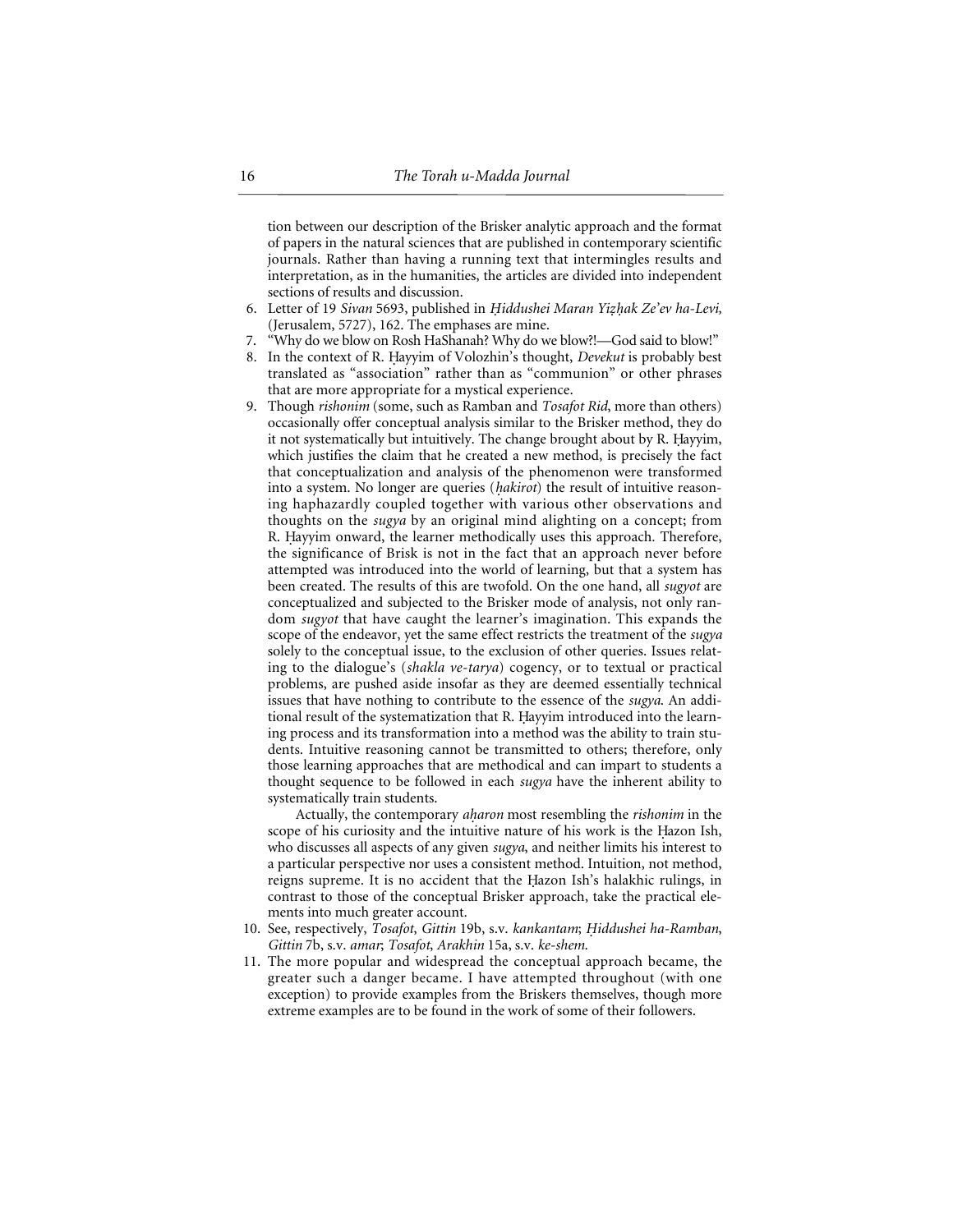tion between our description of the Brisker analytic approach and the format of papers in the natural sciences that are published in contemporary scientific journals. Rather than having a running text that intermingles results and interpretation, as in the humanities, the articles are divided into independent sections of results and discussion.

6. Letter of 19 *Sivan* 5693, published in *Ḥiddushei Maran Yiẓḥak Ze'ev ha-Levi,* (Jerusalem, 5727), 162. The emphases are mine.
7. "Why do we blow on Rosh HaShanah? Why do we blow?!—God said to blow!"
8. In the context of R. Ḥayyim of Volozhin's thought, *Devekut* is probably best translated as "association" rather than as "communion" or other phrases that are more appropriate for a mystical experience.
9. Though *rishonim* (some, such as Ramban and *Tosafot Rid*, more than others) occasionally offer conceptual analysis similar to the Brisker method, they do it not systematically but intuitively. The change brought about by R. Ḥayyim, which justifies the claim that he created a new method, is precisely the fact that conceptualization and analysis of the phenomenon were transformed into a system. No longer are queries (*ḥakirot*) the result of intuitive reasoning haphazardly coupled together with various other observations and thoughts on the *sugya* by an original mind alighting on a concept; from R. Ḥayyim onward, the learner methodically uses this approach. Therefore, the significance of Brisk is not in the fact that an approach never before attempted was introduced into the world of learning, but that a system has been created. The results of this are twofold. On the one hand, all *sugyot* are conceptualized and subjected to the Brisker mode of analysis, not only random *sugyot* that have caught the learner's imagination. This expands the scope of the endeavor, yet the same effect restricts the treatment of the *sugya* solely to the conceptual issue, to the exclusion of other queries. Issues relating to the dialogue's (*shakla ve-tarya*) cogency, or to textual or practical problems, are pushed aside insofar as they are deemed essentially technical issues that have nothing to contribute to the essence of the *sugya*. An additional result of the systematization that R. Ḥayyim introduced into the learning process and its transformation into a method was the ability to train students. Intuitive reasoning cannot be transmitted to others; therefore, only those learning approaches that are methodical and can impart to students a thought sequence to be followed in each *sugya* have the inherent ability to systematically train students.

   Actually, the contemporary *aḥaron* most resembling the *rishonim* in the scope of his curiosity and the intuitive nature of his work is the Ḥazon Ish, who discusses all aspects of any given *sugya*, and neither limits his interest to a particular perspective nor uses a consistent method. Intuition, not method, reigns supreme. It is no accident that the Ḥazon Ish's halakhic rulings, in contrast to those of the conceptual Brisker approach, take the practical elements into much greater account.
10. See, respectively, *Tosafot*, *Gittin* 19b, s.v. *kankantam*; *Ḥiddushei ha-Ramban*, *Gittin* 7b, s.v. *amar*; *Tosafot*, *Arakhin* 15a, s.v. *ke-shem*.
11. The more popular and widespread the conceptual approach became, the greater such a danger became. I have attempted throughout (with one exception) to provide examples from the Briskers themselves, though more extreme examples are to be found in the work of some of their followers.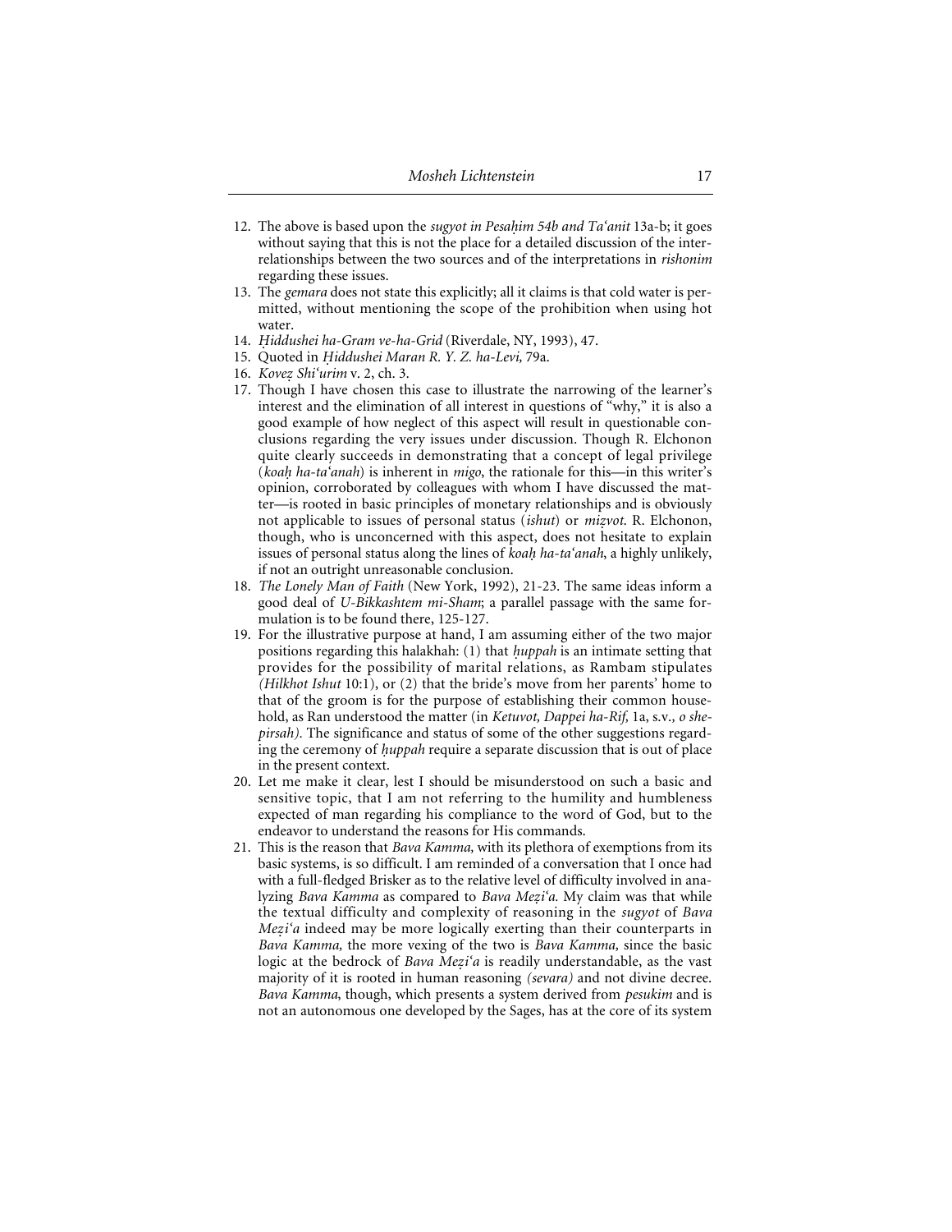12. The above is based upon the *sugyot in Pesaḥim 54b and Ta'anit* 13a-b; it goes without saying that this is not the place for a detailed discussion of the interrelationships between the two sources and of the interpretations in *rishonim* regarding these issues.
13. The *gemara* does not state this explicitly; all it claims is that cold water is permitted, without mentioning the scope of the prohibition when using hot water.
14. *Ḥiddushei ha-Gram ve-ha-Grid* (Riverdale, NY, 1993), 47.
15. Quoted in *Ḥiddushei Maran R. Y. Z. ha-Levi,* 79a.
16. *Kovez Shi'urim* v. 2, ch. 3.
17. Though I have chosen this case to illustrate the narrowing of the learner's interest and the elimination of all interest in questions of "why," it is also a good example of how neglect of this aspect will result in questionable conclusions regarding the very issues under discussion. Though R. Elchonon quite clearly succeeds in demonstrating that a concept of legal privilege (*koaḥ ha-ta'anah*) is inherent in *migo*, the rationale for this—in this writer's opinion, corroborated by colleagues with whom I have discussed the matter—is rooted in basic principles of monetary relationships and is obviously not applicable to issues of personal status (*ishut*) or *mizvot*. R. Elchonon, though, who is unconcerned with this aspect, does not hesitate to explain issues of personal status along the lines of *koaḥ ha-ta'anah*, a highly unlikely, if not an outright unreasonable conclusion.
18. *The Lonely Man of Faith* (New York, 1992), 21-23. The same ideas inform a good deal of *U-Bikkashtem mi-Sham*; a parallel passage with the same formulation is to be found there, 125-127.
19. For the illustrative purpose at hand, I am assuming either of the two major positions regarding this halakhah: (1) that *ḥuppah* is an intimate setting that provides for the possibility of marital relations, as Rambam stipulates *(Hilkhot Ishut* 10:1), or (2) that the bride's move from her parents' home to that of the groom is for the purpose of establishing their common household, as Ran understood the matter (in *Ketuvot, Dappei ha-Rif,* 1a, s.v.*, o shepirsah).* The significance and status of some of the other suggestions regarding the ceremony of *ḥuppah* require a separate discussion that is out of place in the present context.
20. Let me make it clear, lest I should be misunderstood on such a basic and sensitive topic, that I am not referring to the humility and humbleness expected of man regarding his compliance to the word of God, but to the endeavor to understand the reasons for His commands.
21. This is the reason that *Bava Kamma,* with its plethora of exemptions from its basic systems, is so difficult. I am reminded of a conversation that I once had with a full-fledged Brisker as to the relative level of difficulty involved in analyzing *Bava Kamma* as compared to *Bava Mezi'a.* My claim was that while the textual difficulty and complexity of reasoning in the *sugyot* of *Bava Mezi'a* indeed may be more logically exerting than their counterparts in *Bava Kamma,* the more vexing of the two is *Bava Kamma,* since the basic logic at the bedrock of *Bava Mezi'a* is readily understandable, as the vast majority of it is rooted in human reasoning *(sevara)* and not divine decree. *Bava Kamma*, though, which presents a system derived from *pesukim* and is not an autonomous one developed by the Sages, has at the core of its system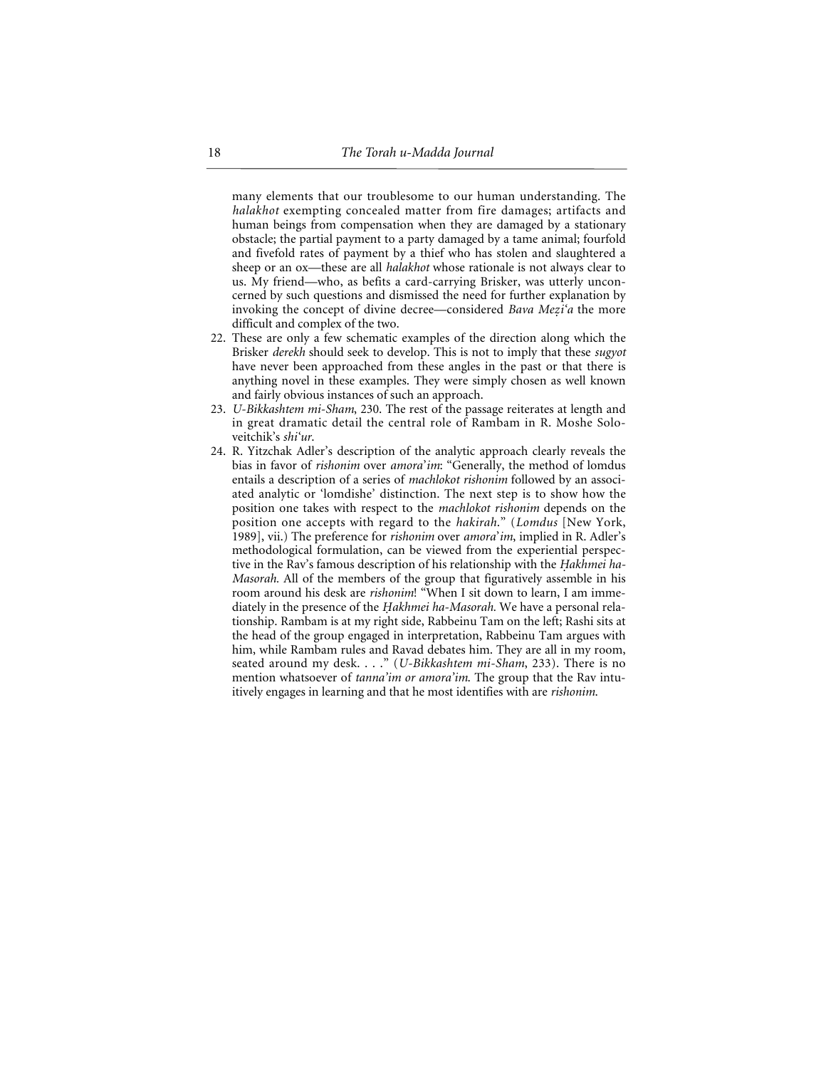many elements that our troublesome to our human understanding. The *halakhot* exempting concealed matter from fire damages; artifacts and human beings from compensation when they are damaged by a stationary obstacle; the partial payment to a party damaged by a tame animal; fourfold and fivefold rates of payment by a thief who has stolen and slaughtered a sheep or an ox—these are all *halakhot* whose rationale is not always clear to us. My friend—who, as befits a card-carrying Brisker, was utterly unconcerned by such questions and dismissed the need for further explanation by invoking the concept of divine decree—considered *Bava Meẓi'a* the more difficult and complex of the two.

22. These are only a few schematic examples of the direction along which the Brisker *derekh* should seek to develop. This is not to imply that these *sugyot* have never been approached from these angles in the past or that there is anything novel in these examples. They were simply chosen as well known and fairly obvious instances of such an approach.
23. *U-Bikkashtem mi-Sham*, 230. The rest of the passage reiterates at length and in great dramatic detail the central role of Rambam in R. Moshe Soloveitchik's *shi'ur*.
24. R. Yitzchak Adler's description of the analytic approach clearly reveals the bias in favor of *rishonim* over *amora'im*: "Generally, the method of lomdus entails a description of a series of *machlokot rishonim* followed by an associated analytic or 'lomdishe' distinction. The next step is to show how the position one takes with respect to the *machlokot rishonim* depends on the position one accepts with regard to the *hakirah*." (*Lomdus* [New York, 1989], vii.) The preference for *rishonim* over *amora'im*, implied in R. Adler's methodological formulation, can be viewed from the experiential perspective in the Rav's famous description of his relationship with the *Ḥakhmei ha-Masorah*. All of the members of the group that figuratively assemble in his room around his desk are *rishonim*! "When I sit down to learn, I am immediately in the presence of the *Ḥakhmei ha-Masorah*. We have a personal relationship. Rambam is at my right side, Rabbeinu Tam on the left; Rashi sits at the head of the group engaged in interpretation, Rabbeinu Tam argues with him, while Rambam rules and Ravad debates him. They are all in my room, seated around my desk. . . ." (*U-Bikkashtem mi-Sham*, 233). There is no mention whatsoever of *tanna'im or amora'im*. The group that the Rav intuitively engages in learning and that he most identifies with are *rishonim*.